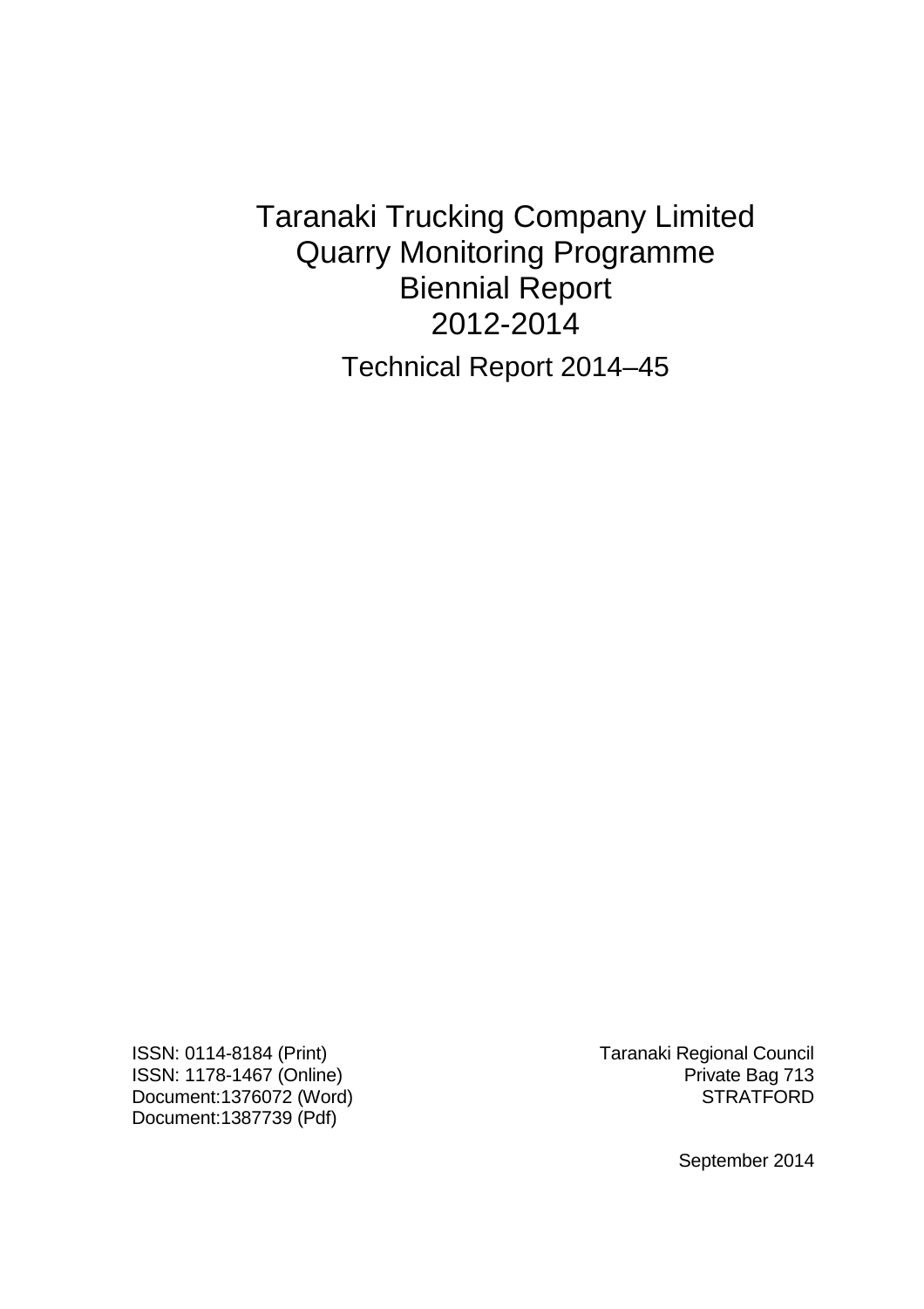# Taranaki Trucking Company Limited Quarry Monitoring Programme Biennial Report 2012-2014

Technical Report 2014–45

ISSN: 0114-8184 (Print)
ISSN: 1178-1467 (Online)
Document:1376072 (Word)
Document:1387739 (Pdf)

Taranaki Regional Council
Private Bag 713
STRATFORD

September 2014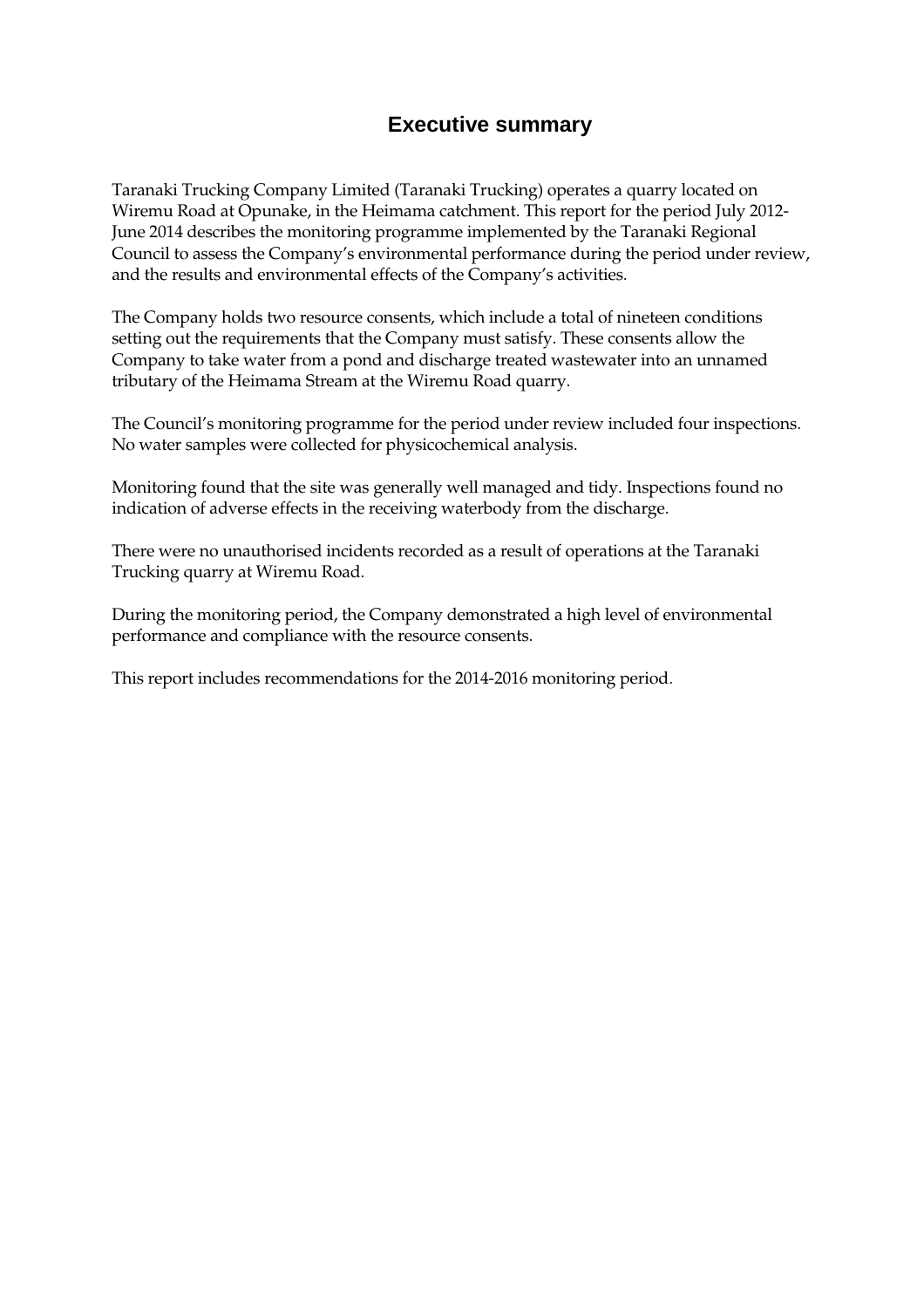# Executive summary

Taranaki Trucking Company Limited (Taranaki Trucking) operates a quarry located on Wiremu Road at Opunake, in the Heimama catchment. This report for the period July 2012-June 2014 describes the monitoring programme implemented by the Taranaki Regional Council to assess the Company's environmental performance during the period under review, and the results and environmental effects of the Company's activities.

The Company holds two resource consents, which include a total of nineteen conditions setting out the requirements that the Company must satisfy. These consents allow the Company to take water from a pond and discharge treated wastewater into an unnamed tributary of the Heimama Stream at the Wiremu Road quarry.

The Council's monitoring programme for the period under review included four inspections. No water samples were collected for physicochemical analysis.

Monitoring found that the site was generally well managed and tidy. Inspections found no indication of adverse effects in the receiving waterbody from the discharge.

There were no unauthorised incidents recorded as a result of operations at the Taranaki Trucking quarry at Wiremu Road.

During the monitoring period, the Company demonstrated a high level of environmental performance and compliance with the resource consents.

This report includes recommendations for the 2014-2016 monitoring period.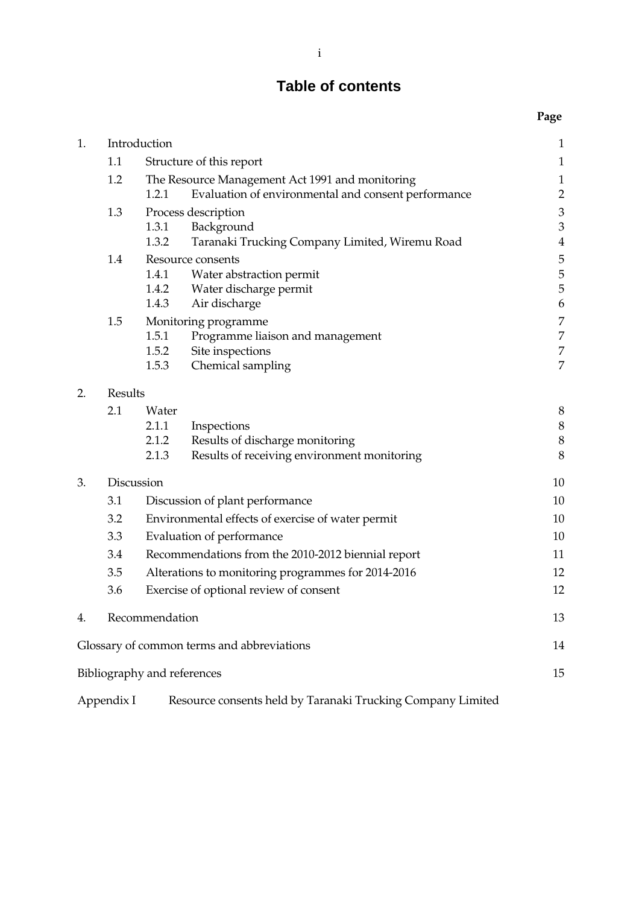# Table of contents

| | | | Page |
|---|---|---|---|
| 1. | Introduction | | 1 |
| | 1.1 | Structure of this report | 1 |
| | 1.2 | The Resource Management Act 1991 and monitoring | 1 |
| | | 1.2.1 Evaluation of environmental and consent performance | 2 |
| | 1.3 | Process description | 3 |
| | | 1.3.1 Background | 3 |
| | | 1.3.2 Taranaki Trucking Company Limited, Wiremu Road | 4 |
| | 1.4 | Resource consents | 5 |
| | | 1.4.1 Water abstraction permit | 5 |
| | | 1.4.2 Water discharge permit | 5 |
| | | 1.4.3 Air discharge | 6 |
| | 1.5 | Monitoring programme | 7 |
| | | 1.5.1 Programme liaison and management | 7 |
| | | 1.5.2 Site inspections | 7 |
| | | 1.5.3 Chemical sampling | 7 |
| 2. | Results | | |
| | 2.1 | Water | 8 |
| | | 2.1.1 Inspections | 8 |
| | | 2.1.2 Results of discharge monitoring | 8 |
| | | 2.1.3 Results of receiving environment monitoring | 8 |
| 3. | Discussion | | 10 |
| | 3.1 | Discussion of plant performance | 10 |
| | 3.2 | Environmental effects of exercise of water permit | 10 |
| | 3.3 | Evaluation of performance | 10 |
| | 3.4 | Recommendations from the 2010-2012 biennial report | 11 |
| | 3.5 | Alterations to monitoring programmes for 2014-2016 | 12 |
| | 3.6 | Exercise of optional review of consent | 12 |
| 4. | Recommendation | | 13 |
| Glossary of common terms and abbreviations | | | 14 |
| Bibliography and references | | | 15 |
| Appendix I | Resource consents held by Taranaki Trucking Company Limited | | |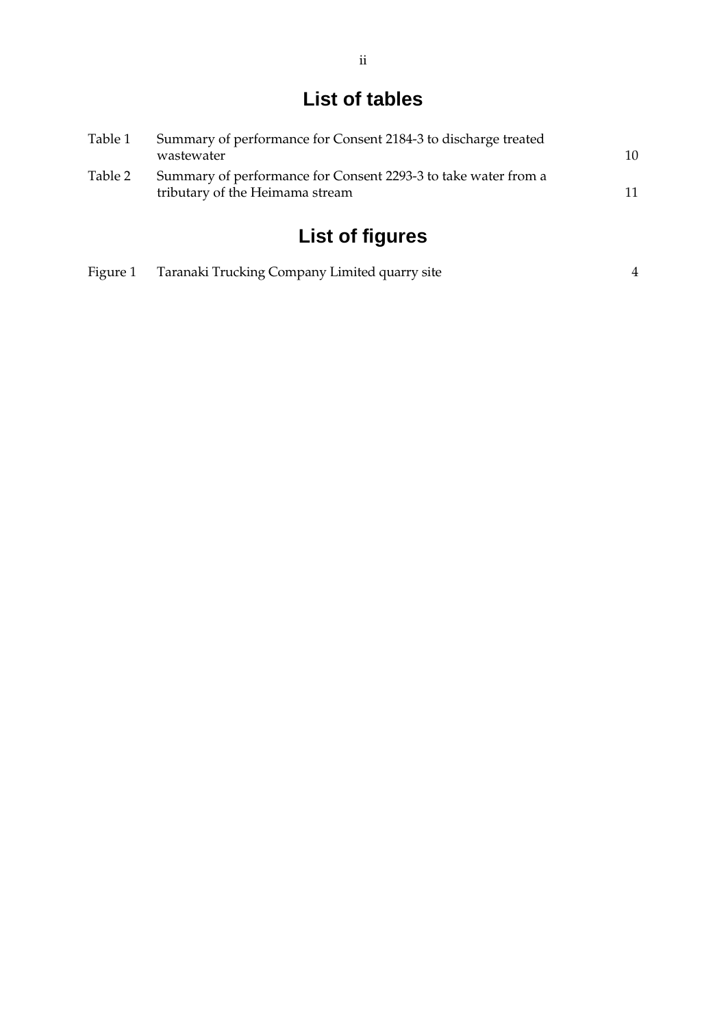## List of tables

| | | |
|---|---|---|
| Table 1 | Summary of performance for Consent 2184-3 to discharge treated wastewater | 10 |
| Table 2 | Summary of performance for Consent 2293-3 to take water from a tributary of the Heimama stream | 11 |

## List of figures

| | | |
|---|---|---|
| Figure 1 | Taranaki Trucking Company Limited quarry site | 4 |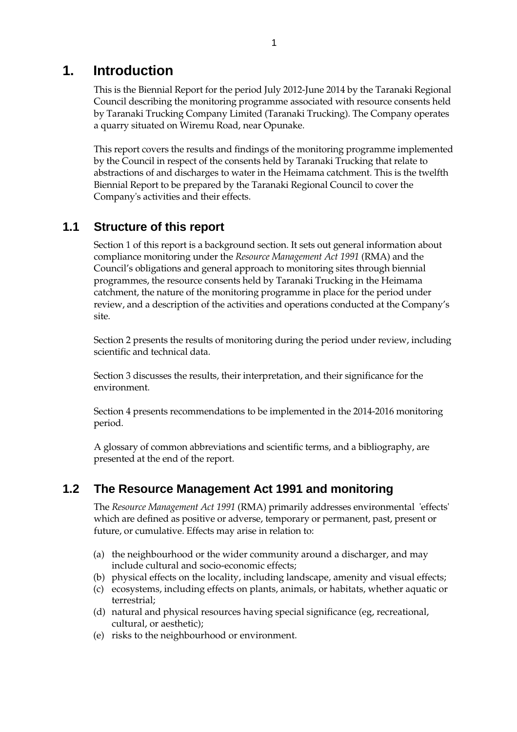# 1. Introduction

This is the Biennial Report for the period July 2012-June 2014 by the Taranaki Regional Council describing the monitoring programme associated with resource consents held by Taranaki Trucking Company Limited (Taranaki Trucking). The Company operates a quarry situated on Wiremu Road, near Opunake.

This report covers the results and findings of the monitoring programme implemented by the Council in respect of the consents held by Taranaki Trucking that relate to abstractions of and discharges to water in the Heimama catchment. This is the twelfth Biennial Report to be prepared by the Taranaki Regional Council to cover the Company's activities and their effects.

## 1.1 Structure of this report

Section 1 of this report is a background section. It sets out general information about compliance monitoring under the *Resource Management Act 1991* (RMA) and the Council's obligations and general approach to monitoring sites through biennial programmes, the resource consents held by Taranaki Trucking in the Heimama catchment, the nature of the monitoring programme in place for the period under review, and a description of the activities and operations conducted at the Company's site.

Section 2 presents the results of monitoring during the period under review, including scientific and technical data.

Section 3 discusses the results, their interpretation, and their significance for the environment.

Section 4 presents recommendations to be implemented in the 2014-2016 monitoring period.

A glossary of common abbreviations and scientific terms, and a bibliography, are presented at the end of the report.

## 1.2 The Resource Management Act 1991 and monitoring

The *Resource Management Act 1991* (RMA) primarily addresses environmental 'effects' which are defined as positive or adverse, temporary or permanent, past, present or future, or cumulative. Effects may arise in relation to:

(a) the neighbourhood or the wider community around a discharger, and may include cultural and socio-economic effects;
(b) physical effects on the locality, including landscape, amenity and visual effects;
(c) ecosystems, including effects on plants, animals, or habitats, whether aquatic or terrestrial;
(d) natural and physical resources having special significance (eg, recreational, cultural, or aesthetic);
(e) risks to the neighbourhood or environment.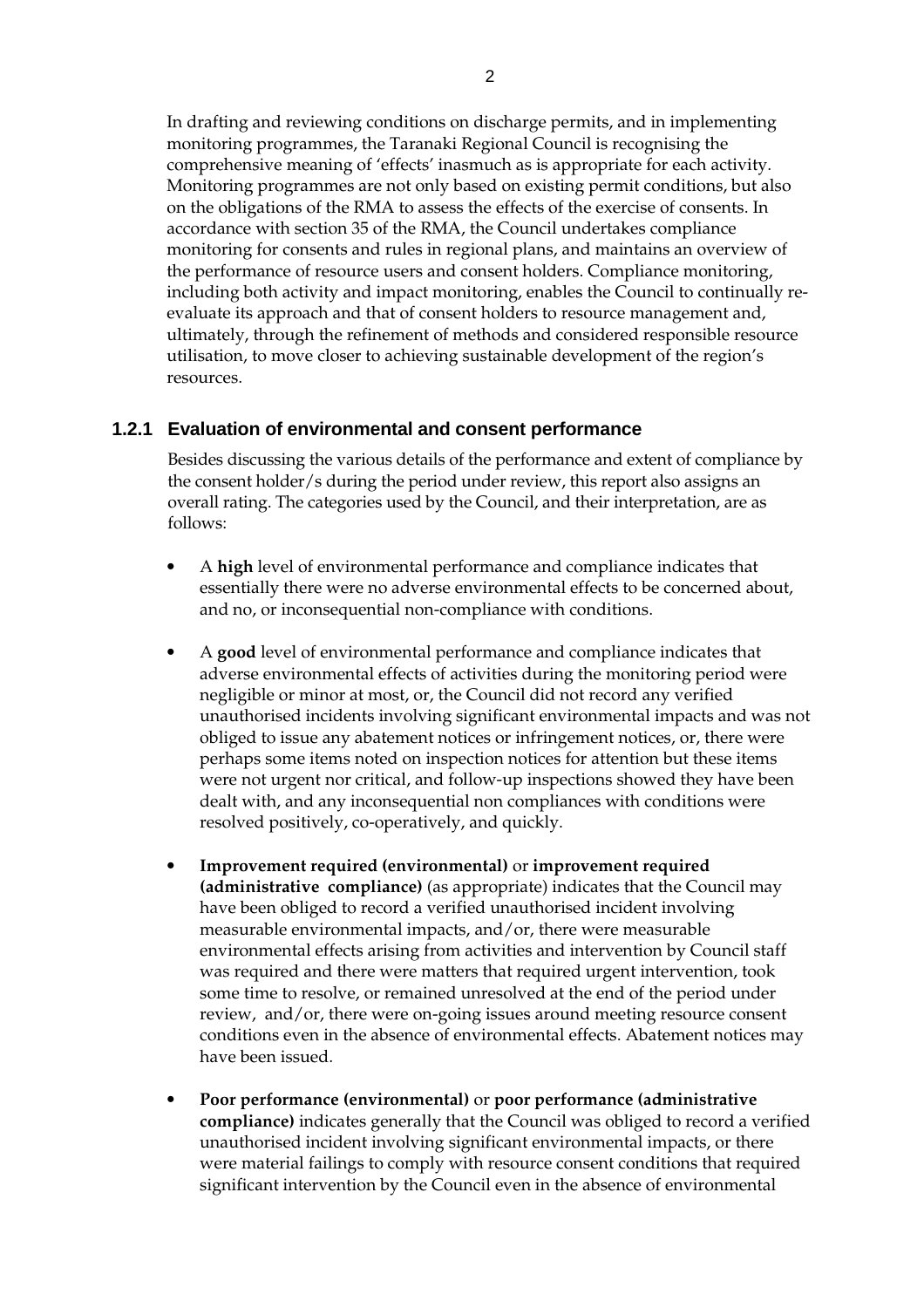In drafting and reviewing conditions on discharge permits, and in implementing monitoring programmes, the Taranaki Regional Council is recognising the comprehensive meaning of 'effects' inasmuch as is appropriate for each activity. Monitoring programmes are not only based on existing permit conditions, but also on the obligations of the RMA to assess the effects of the exercise of consents. In accordance with section 35 of the RMA, the Council undertakes compliance monitoring for consents and rules in regional plans, and maintains an overview of the performance of resource users and consent holders. Compliance monitoring, including both activity and impact monitoring, enables the Council to continually re-evaluate its approach and that of consent holders to resource management and, ultimately, through the refinement of methods and considered responsible resource utilisation, to move closer to achieving sustainable development of the region's resources.

### 1.2.1 Evaluation of environmental and consent performance

Besides discussing the various details of the performance and extent of compliance by the consent holder/s during the period under review, this report also assigns an overall rating. The categories used by the Council, and their interpretation, are as follows:

- A **high** level of environmental performance and compliance indicates that essentially there were no adverse environmental effects to be concerned about, and no, or inconsequential non-compliance with conditions.
- A **good** level of environmental performance and compliance indicates that adverse environmental effects of activities during the monitoring period were negligible or minor at most, or, the Council did not record any verified unauthorised incidents involving significant environmental impacts and was not obliged to issue any abatement notices or infringement notices, or, there were perhaps some items noted on inspection notices for attention but these items were not urgent nor critical, and follow-up inspections showed they have been dealt with, and any inconsequential non compliances with conditions were resolved positively, co-operatively, and quickly.
- **Improvement required (environmental)** or **improvement required (administrative compliance)** (as appropriate) indicates that the Council may have been obliged to record a verified unauthorised incident involving measurable environmental impacts, and/or, there were measurable environmental effects arising from activities and intervention by Council staff was required and there were matters that required urgent intervention, took some time to resolve, or remained unresolved at the end of the period under review, and/or, there were on-going issues around meeting resource consent conditions even in the absence of environmental effects. Abatement notices may have been issued.
- **Poor performance (environmental)** or **poor performance (administrative compliance)** indicates generally that the Council was obliged to record a verified unauthorised incident involving significant environmental impacts, or there were material failings to comply with resource consent conditions that required significant intervention by the Council even in the absence of environmental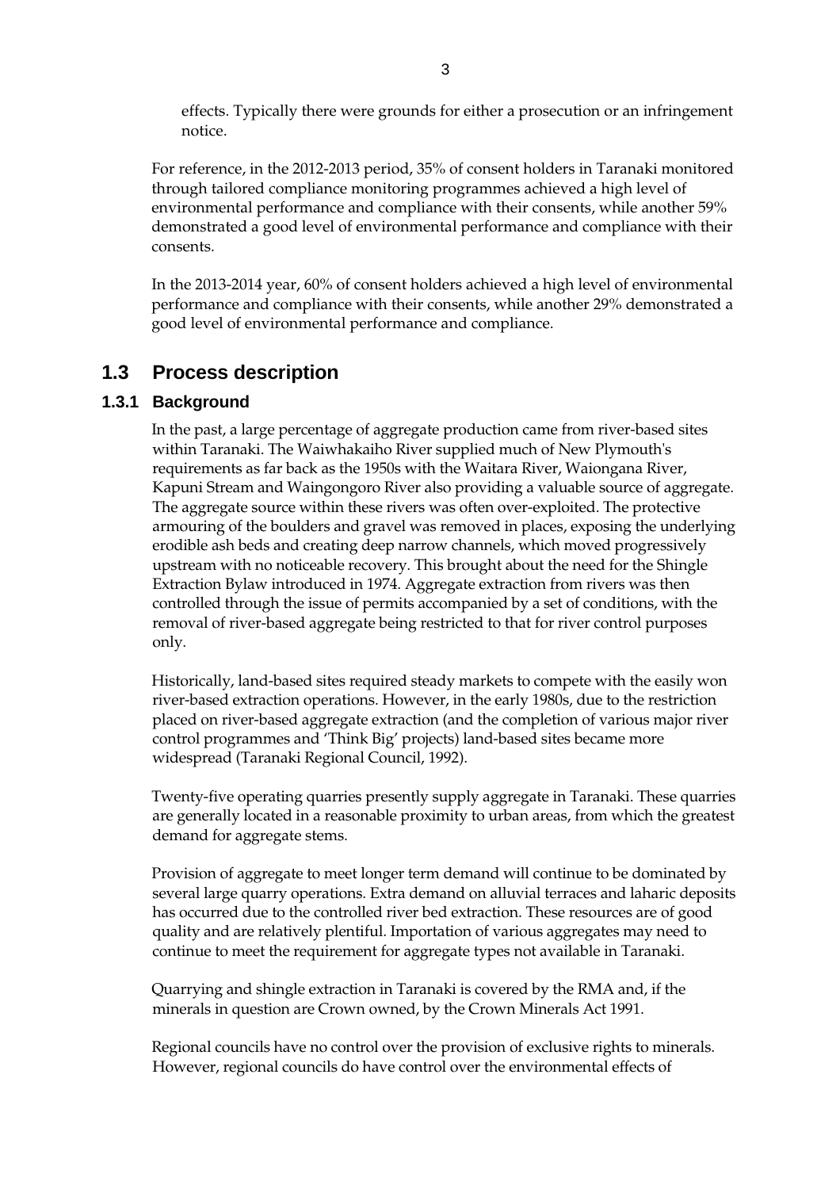effects. Typically there were grounds for either a prosecution or an infringement notice.

For reference, in the 2012-2013 period, 35% of consent holders in Taranaki monitored through tailored compliance monitoring programmes achieved a high level of environmental performance and compliance with their consents, while another 59% demonstrated a good level of environmental performance and compliance with their consents.

In the 2013-2014 year, 60% of consent holders achieved a high level of environmental performance and compliance with their consents, while another 29% demonstrated a good level of environmental performance and compliance.

## 1.3 Process description

### 1.3.1 Background

In the past, a large percentage of aggregate production came from river-based sites within Taranaki. The Waiwhakaiho River supplied much of New Plymouth's requirements as far back as the 1950s with the Waitara River, Waiongana River, Kapuni Stream and Waingongoro River also providing a valuable source of aggregate. The aggregate source within these rivers was often over-exploited. The protective armouring of the boulders and gravel was removed in places, exposing the underlying erodible ash beds and creating deep narrow channels, which moved progressively upstream with no noticeable recovery. This brought about the need for the Shingle Extraction Bylaw introduced in 1974. Aggregate extraction from rivers was then controlled through the issue of permits accompanied by a set of conditions, with the removal of river-based aggregate being restricted to that for river control purposes only.

Historically, land-based sites required steady markets to compete with the easily won river-based extraction operations. However, in the early 1980s, due to the restriction placed on river-based aggregate extraction (and the completion of various major river control programmes and 'Think Big' projects) land-based sites became more widespread (Taranaki Regional Council, 1992).

Twenty-five operating quarries presently supply aggregate in Taranaki. These quarries are generally located in a reasonable proximity to urban areas, from which the greatest demand for aggregate stems.

Provision of aggregate to meet longer term demand will continue to be dominated by several large quarry operations. Extra demand on alluvial terraces and laharic deposits has occurred due to the controlled river bed extraction. These resources are of good quality and are relatively plentiful. Importation of various aggregates may need to continue to meet the requirement for aggregate types not available in Taranaki.

Quarrying and shingle extraction in Taranaki is covered by the RMA and, if the minerals in question are Crown owned, by the Crown Minerals Act 1991.

Regional councils have no control over the provision of exclusive rights to minerals. However, regional councils do have control over the environmental effects of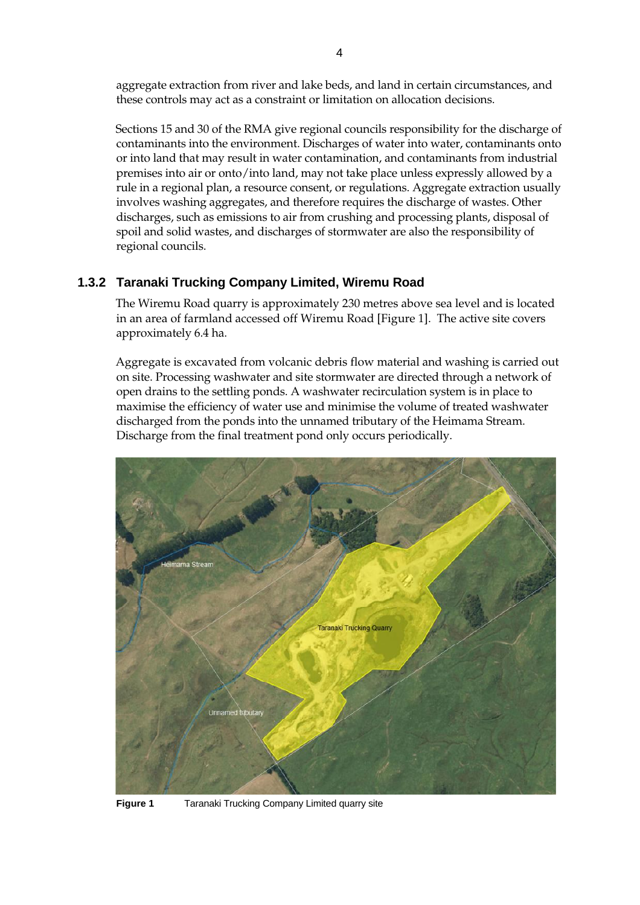aggregate extraction from river and lake beds, and land in certain circumstances, and these controls may act as a constraint or limitation on allocation decisions.

Sections 15 and 30 of the RMA give regional councils responsibility for the discharge of contaminants into the environment. Discharges of water into water, contaminants onto or into land that may result in water contamination, and contaminants from industrial premises into air or onto/into land, may not take place unless expressly allowed by a rule in a regional plan, a resource consent, or regulations. Aggregate extraction usually involves washing aggregates, and therefore requires the discharge of wastes. Other discharges, such as emissions to air from crushing and processing plants, disposal of spoil and solid wastes, and discharges of stormwater are also the responsibility of regional councils.

### 1.3.2 Taranaki Trucking Company Limited, Wiremu Road

The Wiremu Road quarry is approximately 230 metres above sea level and is located in an area of farmland accessed off Wiremu Road [Figure 1]. The active site covers approximately 6.4 ha.

Aggregate is excavated from volcanic debris flow material and washing is carried out on site. Processing washwater and site stormwater are directed through a network of open drains to the settling ponds. A washwater recirculation system is in place to maximise the efficiency of water use and minimise the volume of treated washwater discharged from the ponds into the unnamed tributary of the Heimama Stream. Discharge from the final treatment pond only occurs periodically.

**Figure 1** Taranaki Trucking Company Limited quarry site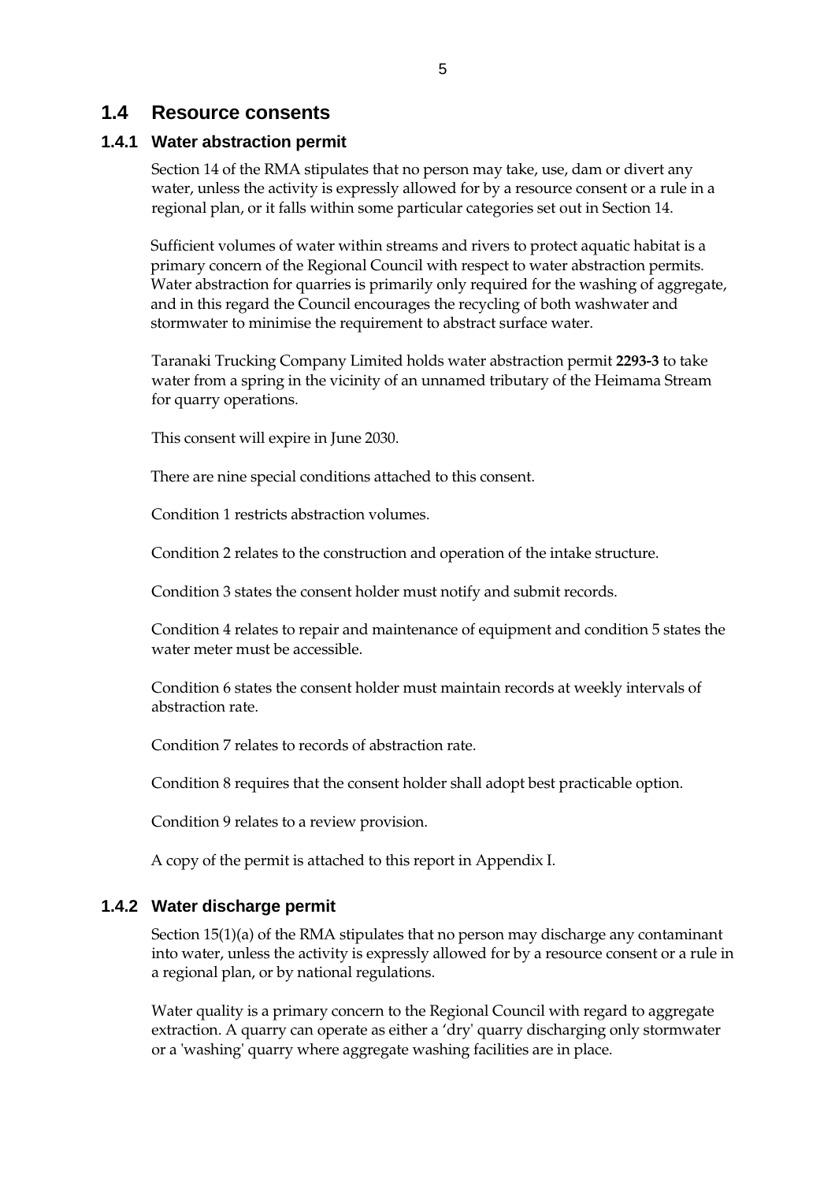## 1.4 Resource consents

### 1.4.1 Water abstraction permit

Section 14 of the RMA stipulates that no person may take, use, dam or divert any water, unless the activity is expressly allowed for by a resource consent or a rule in a regional plan, or it falls within some particular categories set out in Section 14.

Sufficient volumes of water within streams and rivers to protect aquatic habitat is a primary concern of the Regional Council with respect to water abstraction permits. Water abstraction for quarries is primarily only required for the washing of aggregate, and in this regard the Council encourages the recycling of both washwater and stormwater to minimise the requirement to abstract surface water.

Taranaki Trucking Company Limited holds water abstraction permit **2293-3** to take water from a spring in the vicinity of an unnamed tributary of the Heimama Stream for quarry operations.

This consent will expire in June 2030.

There are nine special conditions attached to this consent.

Condition 1 restricts abstraction volumes.

Condition 2 relates to the construction and operation of the intake structure.

Condition 3 states the consent holder must notify and submit records.

Condition 4 relates to repair and maintenance of equipment and condition 5 states the water meter must be accessible.

Condition 6 states the consent holder must maintain records at weekly intervals of abstraction rate.

Condition 7 relates to records of abstraction rate.

Condition 8 requires that the consent holder shall adopt best practicable option.

Condition 9 relates to a review provision.

A copy of the permit is attached to this report in Appendix I.

### 1.4.2 Water discharge permit

Section 15(1)(a) of the RMA stipulates that no person may discharge any contaminant into water, unless the activity is expressly allowed for by a resource consent or a rule in a regional plan, or by national regulations.

Water quality is a primary concern to the Regional Council with regard to aggregate extraction. A quarry can operate as either a 'dry' quarry discharging only stormwater or a 'washing' quarry where aggregate washing facilities are in place.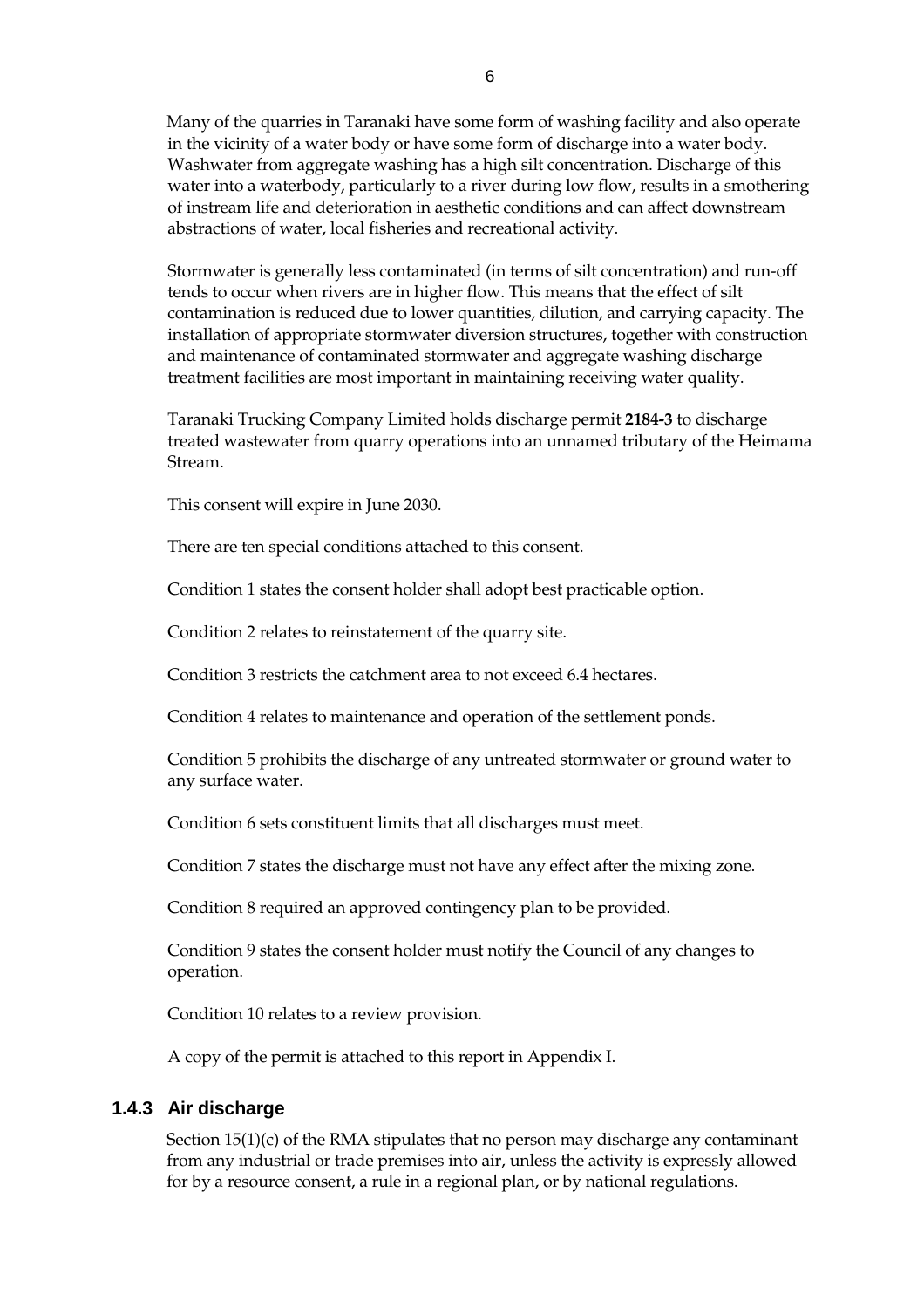Many of the quarries in Taranaki have some form of washing facility and also operate in the vicinity of a water body or have some form of discharge into a water body. Washwater from aggregate washing has a high silt concentration. Discharge of this water into a waterbody, particularly to a river during low flow, results in a smothering of instream life and deterioration in aesthetic conditions and can affect downstream abstractions of water, local fisheries and recreational activity.

Stormwater is generally less contaminated (in terms of silt concentration) and run-off tends to occur when rivers are in higher flow. This means that the effect of silt contamination is reduced due to lower quantities, dilution, and carrying capacity. The installation of appropriate stormwater diversion structures, together with construction and maintenance of contaminated stormwater and aggregate washing discharge treatment facilities are most important in maintaining receiving water quality.

Taranaki Trucking Company Limited holds discharge permit **2184-3** to discharge treated wastewater from quarry operations into an unnamed tributary of the Heimama Stream.

This consent will expire in June 2030.

There are ten special conditions attached to this consent.

Condition 1 states the consent holder shall adopt best practicable option.

Condition 2 relates to reinstatement of the quarry site.

Condition 3 restricts the catchment area to not exceed 6.4 hectares.

Condition 4 relates to maintenance and operation of the settlement ponds.

Condition 5 prohibits the discharge of any untreated stormwater or ground water to any surface water.

Condition 6 sets constituent limits that all discharges must meet.

Condition 7 states the discharge must not have any effect after the mixing zone.

Condition 8 required an approved contingency plan to be provided.

Condition 9 states the consent holder must notify the Council of any changes to operation.

Condition 10 relates to a review provision.

A copy of the permit is attached to this report in Appendix I.

### 1.4.3 Air discharge

Section 15(1)(c) of the RMA stipulates that no person may discharge any contaminant from any industrial or trade premises into air, unless the activity is expressly allowed for by a resource consent, a rule in a regional plan, or by national regulations.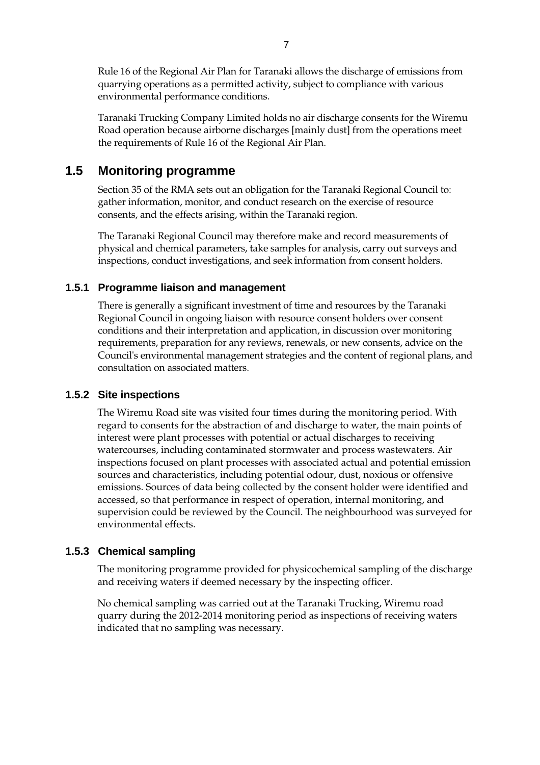Rule 16 of the Regional Air Plan for Taranaki allows the discharge of emissions from quarrying operations as a permitted activity, subject to compliance with various environmental performance conditions.

Taranaki Trucking Company Limited holds no air discharge consents for the Wiremu Road operation because airborne discharges [mainly dust] from the operations meet the requirements of Rule 16 of the Regional Air Plan.

## 1.5 Monitoring programme

Section 35 of the RMA sets out an obligation for the Taranaki Regional Council to: gather information, monitor, and conduct research on the exercise of resource consents, and the effects arising, within the Taranaki region.

The Taranaki Regional Council may therefore make and record measurements of physical and chemical parameters, take samples for analysis, carry out surveys and inspections, conduct investigations, and seek information from consent holders.

### 1.5.1 Programme liaison and management

There is generally a significant investment of time and resources by the Taranaki Regional Council in ongoing liaison with resource consent holders over consent conditions and their interpretation and application, in discussion over monitoring requirements, preparation for any reviews, renewals, or new consents, advice on the Council's environmental management strategies and the content of regional plans, and consultation on associated matters.

### 1.5.2 Site inspections

The Wiremu Road site was visited four times during the monitoring period. With regard to consents for the abstraction of and discharge to water, the main points of interest were plant processes with potential or actual discharges to receiving watercourses, including contaminated stormwater and process wastewaters. Air inspections focused on plant processes with associated actual and potential emission sources and characteristics, including potential odour, dust, noxious or offensive emissions. Sources of data being collected by the consent holder were identified and accessed, so that performance in respect of operation, internal monitoring, and supervision could be reviewed by the Council. The neighbourhood was surveyed for environmental effects.

### 1.5.3 Chemical sampling

The monitoring programme provided for physicochemical sampling of the discharge and receiving waters if deemed necessary by the inspecting officer.

No chemical sampling was carried out at the Taranaki Trucking, Wiremu road quarry during the 2012-2014 monitoring period as inspections of receiving waters indicated that no sampling was necessary.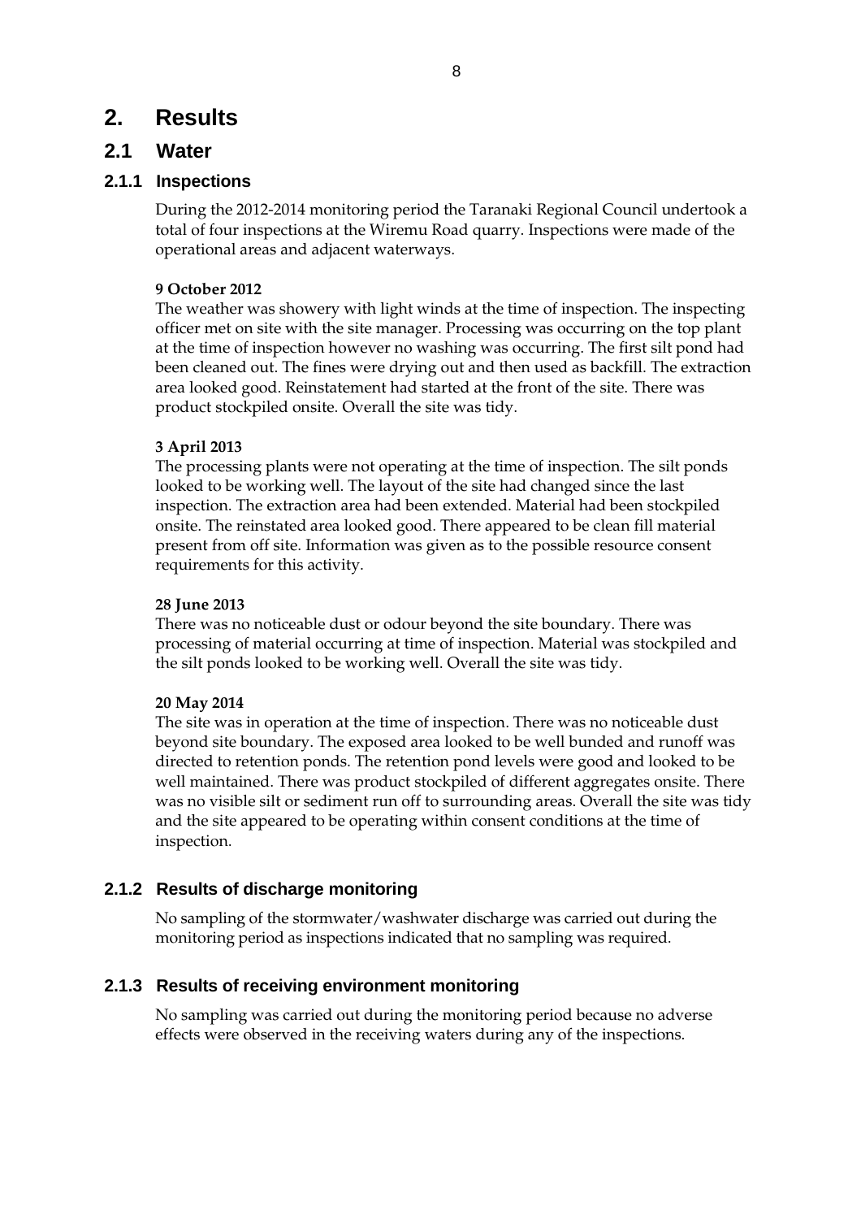# 2. Results

## 2.1 Water

### 2.1.1 Inspections

During the 2012-2014 monitoring period the Taranaki Regional Council undertook a total of four inspections at the Wiremu Road quarry. Inspections were made of the operational areas and adjacent waterways.

**9 October 2012**

The weather was showery with light winds at the time of inspection. The inspecting officer met on site with the site manager. Processing was occurring on the top plant at the time of inspection however no washing was occurring. The first silt pond had been cleaned out. The fines were drying out and then used as backfill. The extraction area looked good. Reinstatement had started at the front of the site. There was product stockpiled onsite. Overall the site was tidy.

**3 April 2013**

The processing plants were not operating at the time of inspection. The silt ponds looked to be working well. The layout of the site had changed since the last inspection. The extraction area had been extended. Material had been stockpiled onsite. The reinstated area looked good. There appeared to be clean fill material present from off site. Information was given as to the possible resource consent requirements for this activity.

**28 June 2013**

There was no noticeable dust or odour beyond the site boundary. There was processing of material occurring at time of inspection. Material was stockpiled and the silt ponds looked to be working well. Overall the site was tidy.

**20 May 2014**

The site was in operation at the time of inspection. There was no noticeable dust beyond site boundary. The exposed area looked to be well bunded and runoff was directed to retention ponds. The retention pond levels were good and looked to be well maintained. There was product stockpiled of different aggregates onsite. There was no visible silt or sediment run off to surrounding areas. Overall the site was tidy and the site appeared to be operating within consent conditions at the time of inspection.

### 2.1.2 Results of discharge monitoring

No sampling of the stormwater/washwater discharge was carried out during the monitoring period as inspections indicated that no sampling was required.

### 2.1.3 Results of receiving environment monitoring

No sampling was carried out during the monitoring period because no adverse effects were observed in the receiving waters during any of the inspections.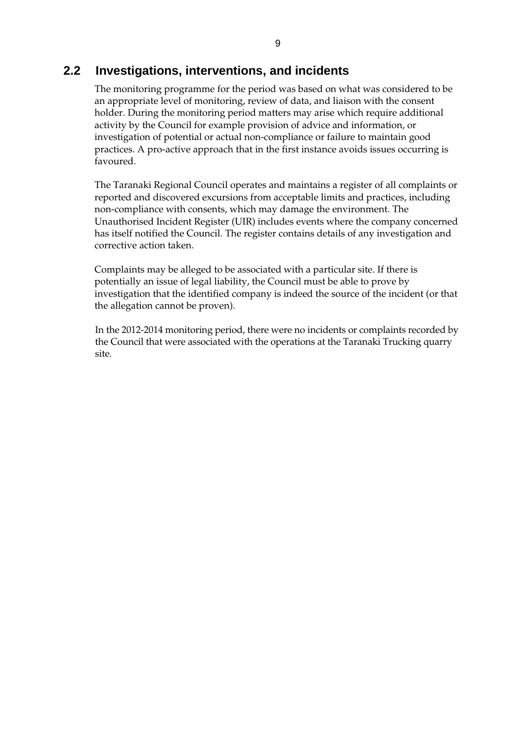## 2.2 Investigations, interventions, and incidents

The monitoring programme for the period was based on what was considered to be an appropriate level of monitoring, review of data, and liaison with the consent holder. During the monitoring period matters may arise which require additional activity by the Council for example provision of advice and information, or investigation of potential or actual non-compliance or failure to maintain good practices. A pro-active approach that in the first instance avoids issues occurring is favoured.

The Taranaki Regional Council operates and maintains a register of all complaints or reported and discovered excursions from acceptable limits and practices, including non-compliance with consents, which may damage the environment. The Unauthorised Incident Register (UIR) includes events where the company concerned has itself notified the Council. The register contains details of any investigation and corrective action taken.

Complaints may be alleged to be associated with a particular site. If there is potentially an issue of legal liability, the Council must be able to prove by investigation that the identified company is indeed the source of the incident (or that the allegation cannot be proven).

In the 2012-2014 monitoring period, there were no incidents or complaints recorded by the Council that were associated with the operations at the Taranaki Trucking quarry site.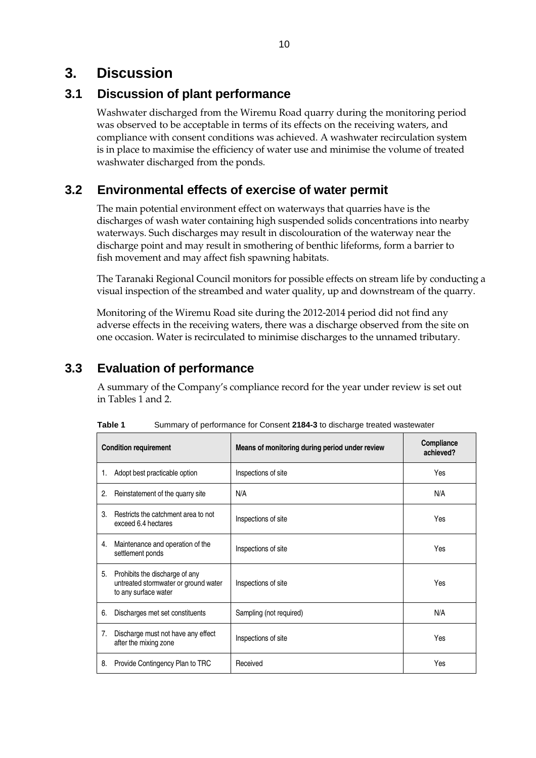# 3. Discussion

## 3.1 Discussion of plant performance

Washwater discharged from the Wiremu Road quarry during the monitoring period was observed to be acceptable in terms of its effects on the receiving waters, and compliance with consent conditions was achieved. A washwater recirculation system is in place to maximise the efficiency of water use and minimise the volume of treated washwater discharged from the ponds.

## 3.2 Environmental effects of exercise of water permit

The main potential environment effect on waterways that quarries have is the discharges of wash water containing high suspended solids concentrations into nearby waterways. Such discharges may result in discolouration of the waterway near the discharge point and may result in smothering of benthic lifeforms, form a barrier to fish movement and may affect fish spawning habitats.

The Taranaki Regional Council monitors for possible effects on stream life by conducting a visual inspection of the streambed and water quality, up and downstream of the quarry.

Monitoring of the Wiremu Road site during the 2012-2014 period did not find any adverse effects in the receiving waters, there was a discharge observed from the site on one occasion. Water is recirculated to minimise discharges to the unnamed tributary.

## 3.3 Evaluation of performance

A summary of the Company's compliance record for the year under review is set out in Tables 1 and 2.

**Table 1** Summary of performance for Consent **2184-3** to discharge treated wastewater

| Condition requirement | Means of monitoring during period under review | Compliance achieved? |
|---|---|---|
| 1. Adopt best practicable option | Inspections of site | Yes |
| 2. Reinstatement of the quarry site | N/A | N/A |
| 3. Restricts the catchment area to not exceed 6.4 hectares | Inspections of site | Yes |
| 4. Maintenance and operation of the settlement ponds | Inspections of site | Yes |
| 5. Prohibits the discharge of any untreated stormwater or ground water to any surface water | Inspections of site | Yes |
| 6. Discharges met set constituents | Sampling (not required) | N/A |
| 7. Discharge must not have any effect after the mixing zone | Inspections of site | Yes |
| 8. Provide Contingency Plan to TRC | Received | Yes |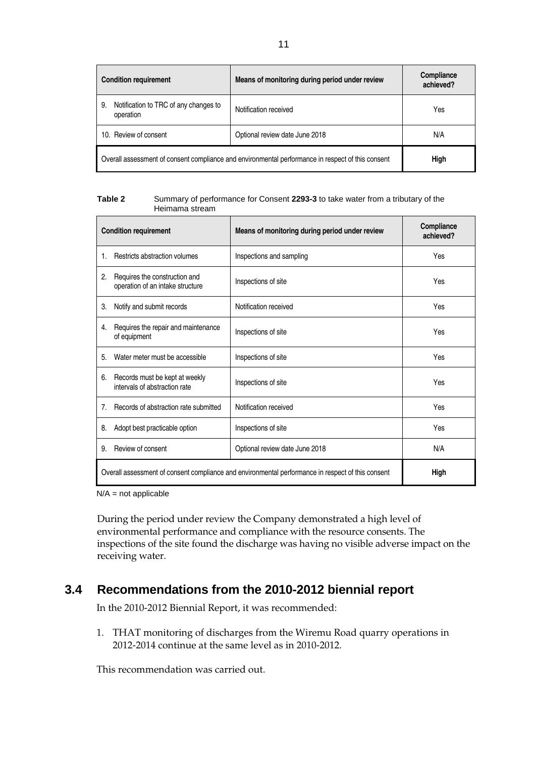| Condition requirement | Means of monitoring during period under review | Compliance achieved? |
|---|---|---|
| 9. Notification to TRC of any changes to operation | Notification received | Yes |
| 10. Review of consent | Optional review date June 2018 | N/A |
| Overall assessment of consent compliance and environmental performance in respect of this consent | | **High** |

**Table 2** Summary of performance for Consent **2293-3** to take water from a tributary of the Heimama stream

| Condition requirement | Means of monitoring during period under review | Compliance achieved? |
|---|---|---|
| 1. Restricts abstraction volumes | Inspections and sampling | Yes |
| 2. Requires the construction and operation of an intake structure | Inspections of site | Yes |
| 3. Notify and submit records | Notification received | Yes |
| 4. Requires the repair and maintenance of equipment | Inspections of site | Yes |
| 5. Water meter must be accessible | Inspections of site | Yes |
| 6. Records must be kept at weekly intervals of abstraction rate | Inspections of site | Yes |
| 7. Records of abstraction rate submitted | Notification received | Yes |
| 8. Adopt best practicable option | Inspections of site | Yes |
| 9. Review of consent | Optional review date June 2018 | N/A |
| Overall assessment of consent compliance and environmental performance in respect of this consent | | **High** |

N/A = not applicable

During the period under review the Company demonstrated a high level of environmental performance and compliance with the resource consents. The inspections of the site found the discharge was having no visible adverse impact on the receiving water.

## 3.4 Recommendations from the 2010-2012 biennial report

In the 2010-2012 Biennial Report, it was recommended:

1. THAT monitoring of discharges from the Wiremu Road quarry operations in 2012-2014 continue at the same level as in 2010-2012.

This recommendation was carried out.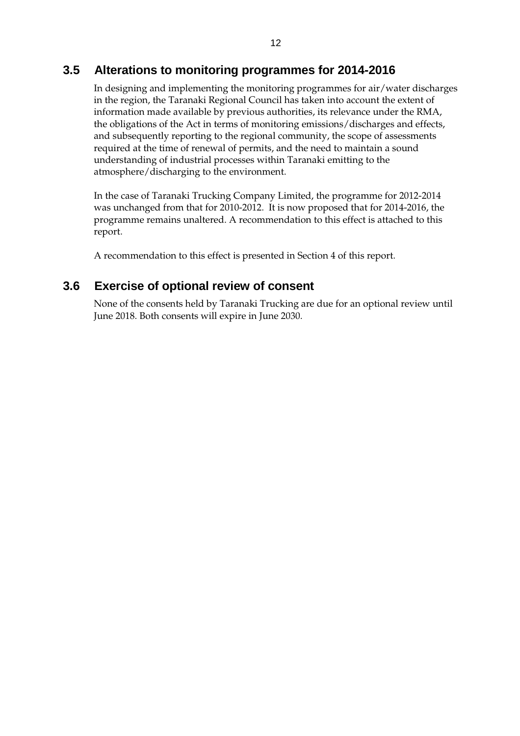## 3.5 Alterations to monitoring programmes for 2014-2016

In designing and implementing the monitoring programmes for air/water discharges in the region, the Taranaki Regional Council has taken into account the extent of information made available by previous authorities, its relevance under the RMA, the obligations of the Act in terms of monitoring emissions/discharges and effects, and subsequently reporting to the regional community, the scope of assessments required at the time of renewal of permits, and the need to maintain a sound understanding of industrial processes within Taranaki emitting to the atmosphere/discharging to the environment.

In the case of Taranaki Trucking Company Limited, the programme for 2012-2014 was unchanged from that for 2010-2012. It is now proposed that for 2014-2016, the programme remains unaltered. A recommendation to this effect is attached to this report.

A recommendation to this effect is presented in Section 4 of this report.

## 3.6 Exercise of optional review of consent

None of the consents held by Taranaki Trucking are due for an optional review until June 2018. Both consents will expire in June 2030.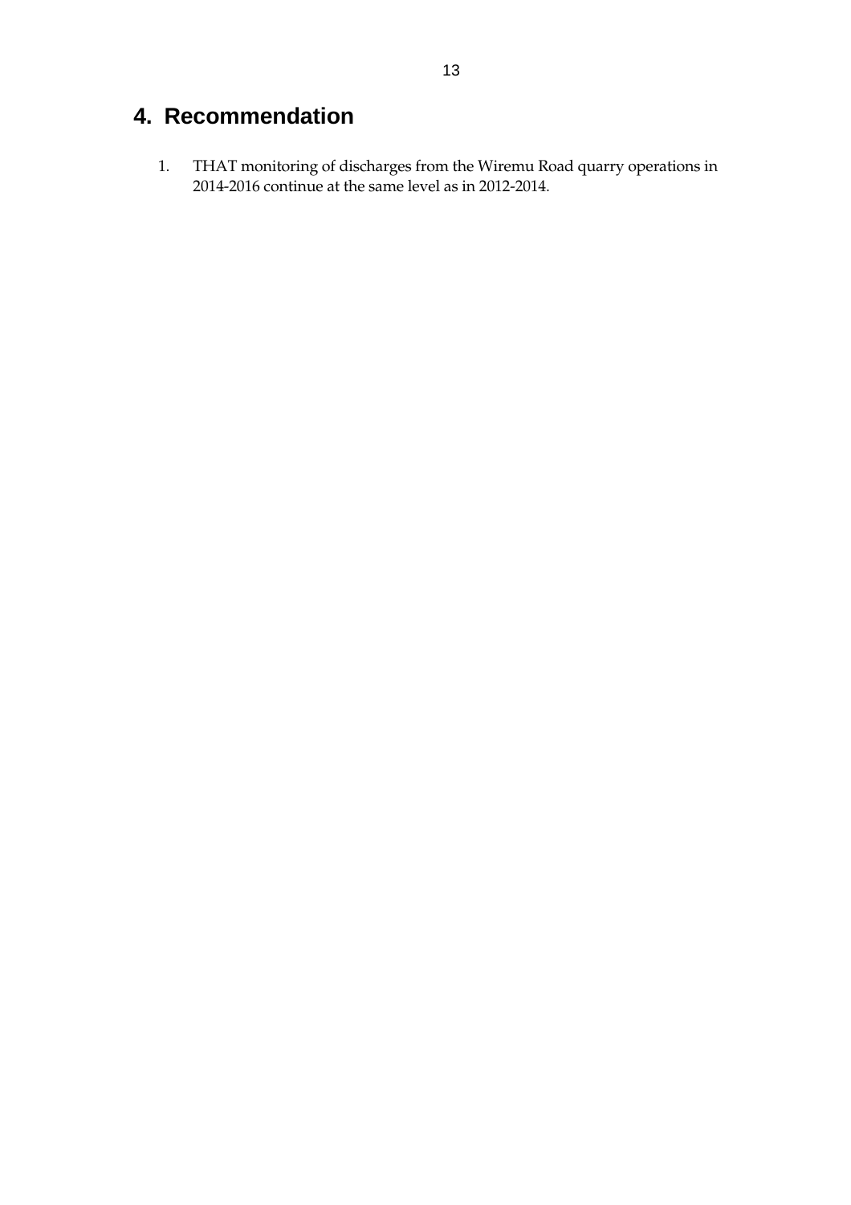# 4. Recommendation

1. THAT monitoring of discharges from the Wiremu Road quarry operations in 2014-2016 continue at the same level as in 2012-2014.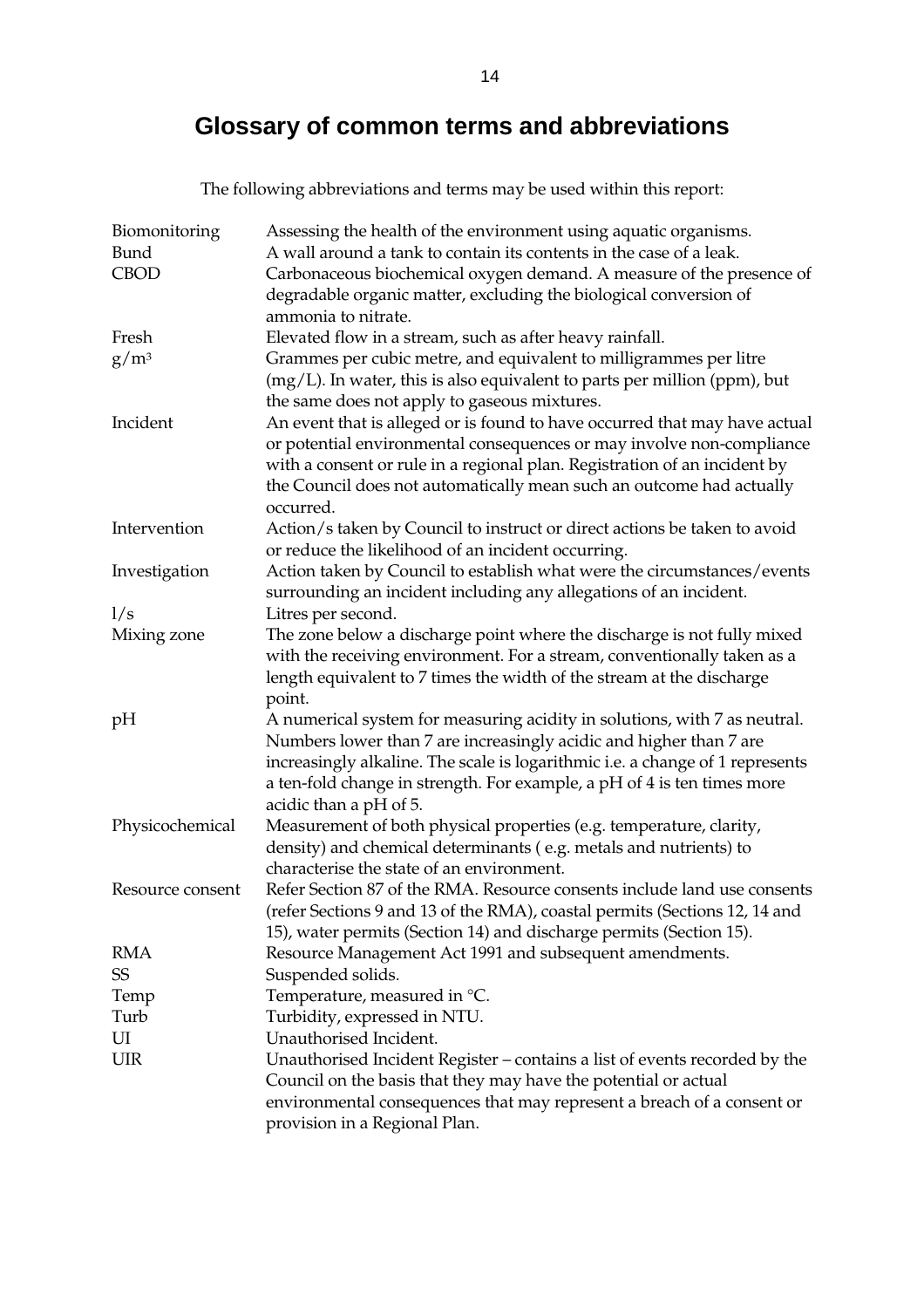# Glossary of common terms and abbreviations

The following abbreviations and terms may be used within this report:

| | |
|---|---|
| Biomonitoring | Assessing the health of the environment using aquatic organisms. |
| Bund | A wall around a tank to contain its contents in the case of a leak. |
| CBOD | Carbonaceous biochemical oxygen demand. A measure of the presence of degradable organic matter, excluding the biological conversion of ammonia to nitrate. |
| Fresh | Elevated flow in a stream, such as after heavy rainfall. |
| $g/m^3$ | Grammes per cubic metre, and equivalent to milligrammes per litre (mg/L). In water, this is also equivalent to parts per million (ppm), but the same does not apply to gaseous mixtures. |
| Incident | An event that is alleged or is found to have occurred that may have actual or potential environmental consequences or may involve non-compliance with a consent or rule in a regional plan. Registration of an incident by the Council does not automatically mean such an outcome had actually occurred. |
| Intervention | Action/s taken by Council to instruct or direct actions be taken to avoid or reduce the likelihood of an incident occurring. |
| Investigation | Action taken by Council to establish what were the circumstances/events surrounding an incident including any allegations of an incident. |
| l/s | Litres per second. |
| Mixing zone | The zone below a discharge point where the discharge is not fully mixed with the receiving environment. For a stream, conventionally taken as a length equivalent to 7 times the width of the stream at the discharge point. |
| pH | A numerical system for measuring acidity in solutions, with 7 as neutral. Numbers lower than 7 are increasingly acidic and higher than 7 are increasingly alkaline. The scale is logarithmic i.e. a change of 1 represents a ten-fold change in strength. For example, a pH of 4 is ten times more acidic than a pH of 5. |
| Physicochemical | Measurement of both physical properties (e.g. temperature, clarity, density) and chemical determinants ( e.g. metals and nutrients) to characterise the state of an environment. |
| Resource consent | Refer Section 87 of the RMA. Resource consents include land use consents (refer Sections 9 and 13 of the RMA), coastal permits (Sections 12, 14 and 15), water permits (Section 14) and discharge permits (Section 15). |
| RMA | Resource Management Act 1991 and subsequent amendments. |
| SS | Suspended solids. |
| Temp | Temperature, measured in °C. |
| Turb | Turbidity, expressed in NTU. |
| UI | Unauthorised Incident. |
| UIR | Unauthorised Incident Register – contains a list of events recorded by the Council on the basis that they may have the potential or actual environmental consequences that may represent a breach of a consent or provision in a Regional Plan. |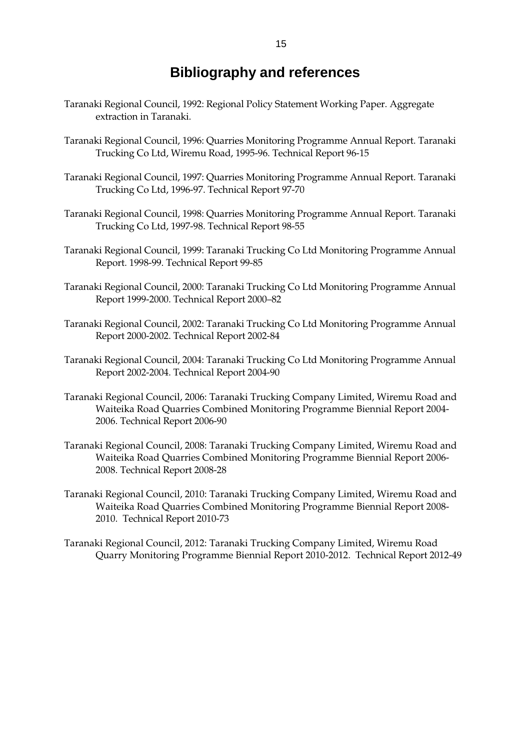# Bibliography and references

Taranaki Regional Council, 1992: Regional Policy Statement Working Paper. Aggregate extraction in Taranaki.

Taranaki Regional Council, 1996: Quarries Monitoring Programme Annual Report. Taranaki Trucking Co Ltd, Wiremu Road, 1995-96. Technical Report 96-15

Taranaki Regional Council, 1997: Quarries Monitoring Programme Annual Report. Taranaki Trucking Co Ltd, 1996-97. Technical Report 97-70

Taranaki Regional Council, 1998: Quarries Monitoring Programme Annual Report. Taranaki Trucking Co Ltd, 1997-98. Technical Report 98-55

Taranaki Regional Council, 1999: Taranaki Trucking Co Ltd Monitoring Programme Annual Report. 1998-99. Technical Report 99-85

Taranaki Regional Council, 2000: Taranaki Trucking Co Ltd Monitoring Programme Annual Report 1999-2000. Technical Report 2000–82

Taranaki Regional Council, 2002: Taranaki Trucking Co Ltd Monitoring Programme Annual Report 2000-2002. Technical Report 2002-84

Taranaki Regional Council, 2004: Taranaki Trucking Co Ltd Monitoring Programme Annual Report 2002-2004. Technical Report 2004-90

Taranaki Regional Council, 2006: Taranaki Trucking Company Limited, Wiremu Road and Waiteika Road Quarries Combined Monitoring Programme Biennial Report 2004-2006. Technical Report 2006-90

Taranaki Regional Council, 2008: Taranaki Trucking Company Limited, Wiremu Road and Waiteika Road Quarries Combined Monitoring Programme Biennial Report 2006-2008. Technical Report 2008-28

Taranaki Regional Council, 2010: Taranaki Trucking Company Limited, Wiremu Road and Waiteika Road Quarries Combined Monitoring Programme Biennial Report 2008-2010. Technical Report 2010-73

Taranaki Regional Council, 2012: Taranaki Trucking Company Limited, Wiremu Road Quarry Monitoring Programme Biennial Report 2010-2012. Technical Report 2012-49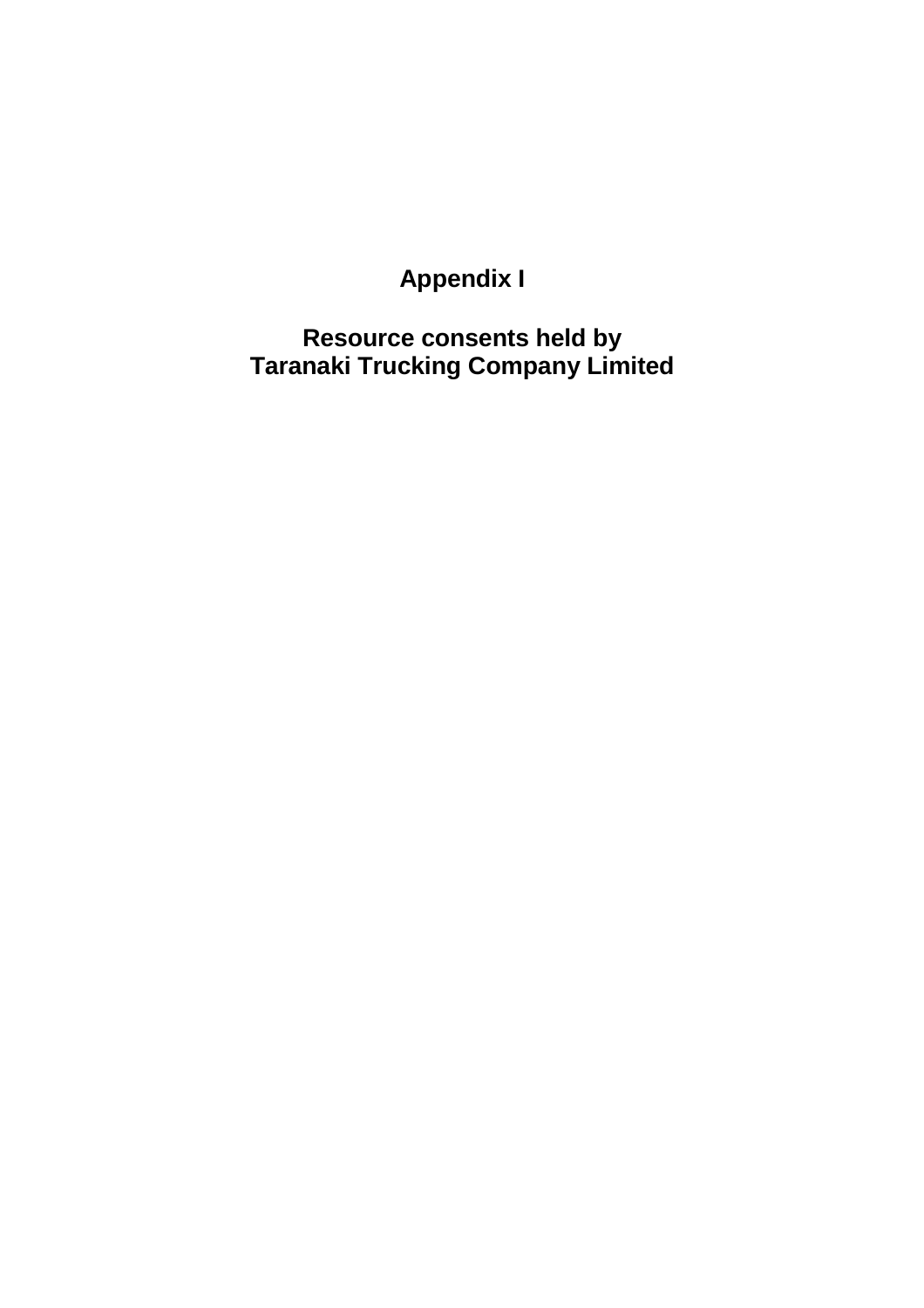# Appendix I

## Resource consents held by Taranaki Trucking Company Limited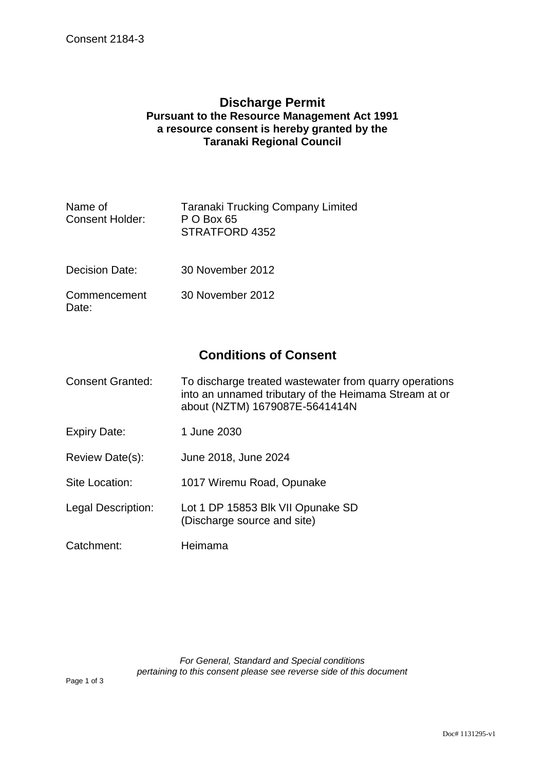Consent 2184-3

# Discharge Permit

**Pursuant to the Resource Management Act 1991**
**a resource consent is hereby granted by the**
**Taranaki Regional Council**

| | |
|---|---|
| Name of Consent Holder: | Taranaki Trucking Company Limited<br>P O Box 65<br>STRATFORD 4352 |
| Decision Date: | 30 November 2012 |
| Commencement Date: | 30 November 2012 |

## Conditions of Consent

| | |
|---|---|
| Consent Granted: | To discharge treated wastewater from quarry operations into an unnamed tributary of the Heimama Stream at or about (NZTM) 1679087E-5641414N |
| Expiry Date: | 1 June 2030 |
| Review Date(s): | June 2018, June 2024 |
| Site Location: | 1017 Wiremu Road, Opunake |
| Legal Description: | Lot 1 DP 15853 Blk VII Opunake SD<br>(Discharge source and site) |
| Catchment: | Heimama |

*For General, Standard and Special conditions pertaining to this consent please see reverse side of this document*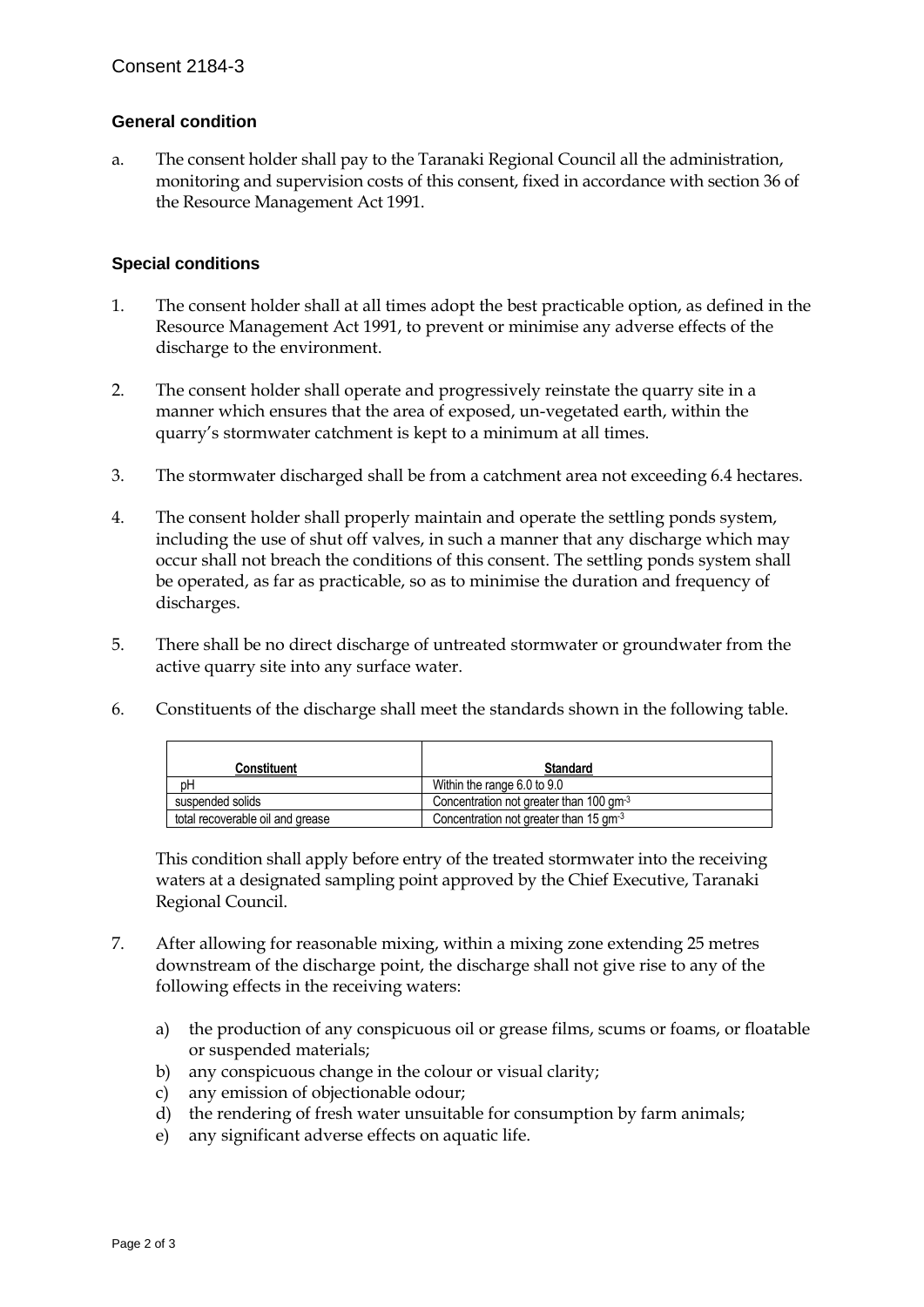Consent 2184-3

### General condition

a. The consent holder shall pay to the Taranaki Regional Council all the administration, monitoring and supervision costs of this consent, fixed in accordance with section 36 of the Resource Management Act 1991.

### Special conditions

1. The consent holder shall at all times adopt the best practicable option, as defined in the Resource Management Act 1991, to prevent or minimise any adverse effects of the discharge to the environment.

2. The consent holder shall operate and progressively reinstate the quarry site in a manner which ensures that the area of exposed, un-vegetated earth, within the quarry's stormwater catchment is kept to a minimum at all times.

3. The stormwater discharged shall be from a catchment area not exceeding 6.4 hectares.

4. The consent holder shall properly maintain and operate the settling ponds system, including the use of shut off valves, in such a manner that any discharge which may occur shall not breach the conditions of this consent. The settling ponds system shall be operated, as far as practicable, so as to minimise the duration and frequency of discharges.

5. There shall be no direct discharge of untreated stormwater or groundwater from the active quarry site into any surface water.

6. Constituents of the discharge shall meet the standards shown in the following table.

| Constituent | Standard |
|---|---|
| pH | Within the range 6.0 to 9.0 |
| suspended solids | Concentration not greater than 100 $gm^{-3}$ |
| total recoverable oil and grease | Concentration not greater than 15 $gm^{-3}$ |

This condition shall apply before entry of the treated stormwater into the receiving waters at a designated sampling point approved by the Chief Executive, Taranaki Regional Council.

7. After allowing for reasonable mixing, within a mixing zone extending 25 metres downstream of the discharge point, the discharge shall not give rise to any of the following effects in the receiving waters:

   a) the production of any conspicuous oil or grease films, scums or foams, or floatable or suspended materials;
   b) any conspicuous change in the colour or visual clarity;
   c) any emission of objectionable odour;
   d) the rendering of fresh water unsuitable for consumption by farm animals;
   e) any significant adverse effects on aquatic life.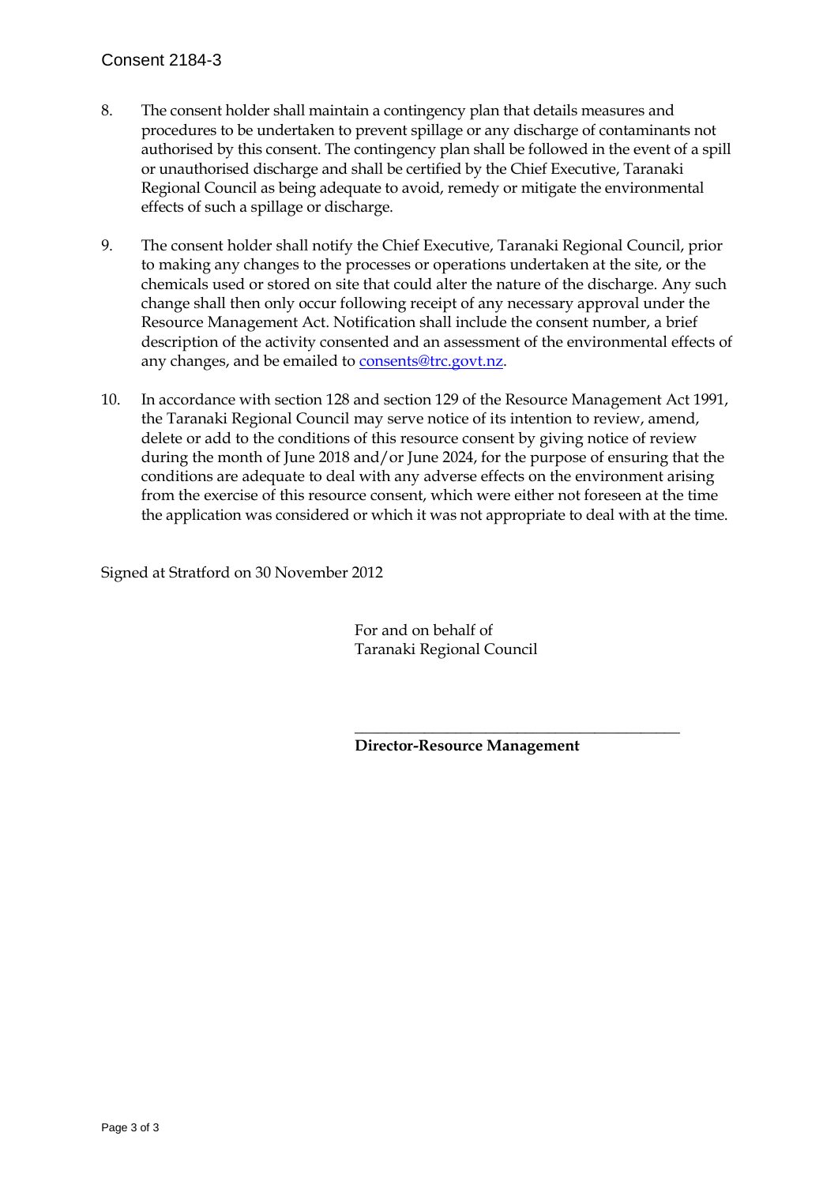8. The consent holder shall maintain a contingency plan that details measures and procedures to be undertaken to prevent spillage or any discharge of contaminants not authorised by this consent. The contingency plan shall be followed in the event of a spill or unauthorised discharge and shall be certified by the Chief Executive, Taranaki Regional Council as being adequate to avoid, remedy or mitigate the environmental effects of such a spillage or discharge.

9. The consent holder shall notify the Chief Executive, Taranaki Regional Council, prior to making any changes to the processes or operations undertaken at the site, or the chemicals used or stored on site that could alter the nature of the discharge. Any such change shall then only occur following receipt of any necessary approval under the Resource Management Act. Notification shall include the consent number, a brief description of the activity consented and an assessment of the environmental effects of any changes, and be emailed to consents@trc.govt.nz.

10. In accordance with section 128 and section 129 of the Resource Management Act 1991, the Taranaki Regional Council may serve notice of its intention to review, amend, delete or add to the conditions of this resource consent by giving notice of review during the month of June 2018 and/or June 2024, for the purpose of ensuring that the conditions are adequate to deal with any adverse effects on the environment arising from the exercise of this resource consent, which were either not foreseen at the time the application was considered or which it was not appropriate to deal with at the time.

Signed at Stratford on 30 November 2012

For and on behalf of
Taranaki Regional Council

\_\_\_\_\_\_\_\_\_\_\_\_\_\_\_\_\_\_\_\_\_\_\_\_\_\_\_\_\_\_\_\_\_\_\_\_\_\_\_\_\_\_

**Director-Resource Management**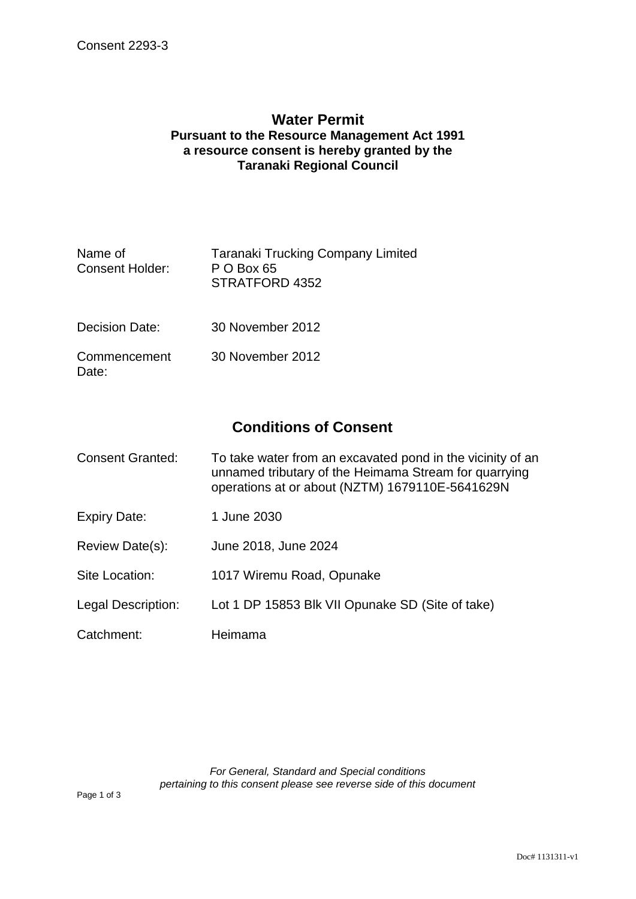Consent 2293-3

# Water Permit

**Pursuant to the Resource Management Act 1991**
**a resource consent is hereby granted by the**
**Taranaki Regional Council**

| | |
|---|---|
| Name of Consent Holder: | Taranaki Trucking Company Limited<br>P O Box 65<br>STRATFORD 4352 |
| Decision Date: | 30 November 2012 |
| Commencement Date: | 30 November 2012 |

## Conditions of Consent

| | |
|---|---|
| Consent Granted: | To take water from an excavated pond in the vicinity of an unnamed tributary of the Heimama Stream for quarrying operations at or about (NZTM) 1679110E-5641629N |
| Expiry Date: | 1 June 2030 |
| Review Date(s): | June 2018, June 2024 |
| Site Location: | 1017 Wiremu Road, Opunake |
| Legal Description: | Lot 1 DP 15853 Blk VII Opunake SD (Site of take) |
| Catchment: | Heimama |

*For General, Standard and Special conditions pertaining to this consent please see reverse side of this document*

Doc# 1131311-v1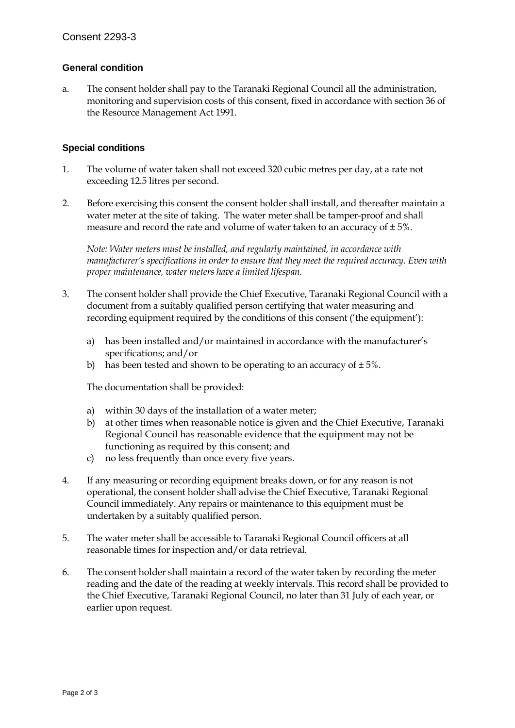Consent 2293-3

### General condition

a. The consent holder shall pay to the Taranaki Regional Council all the administration, monitoring and supervision costs of this consent, fixed in accordance with section 36 of the Resource Management Act 1991.

### Special conditions

1. The volume of water taken shall not exceed 320 cubic metres per day, at a rate not exceeding 12.5 litres per second.

2. Before exercising this consent the consent holder shall install, and thereafter maintain a water meter at the site of taking. The water meter shall be tamper-proof and shall measure and record the rate and volume of water taken to an accuracy of ± 5%.

   *Note: Water meters must be installed, and regularly maintained, in accordance with manufacturer's specifications in order to ensure that they meet the required accuracy. Even with proper maintenance, water meters have a limited lifespan.*

3. The consent holder shall provide the Chief Executive, Taranaki Regional Council with a document from a suitably qualified person certifying that water measuring and recording equipment required by the conditions of this consent ('the equipment'):

   a) has been installed and/or maintained in accordance with the manufacturer's specifications; and/or
   b) has been tested and shown to be operating to an accuracy of ± 5%.

   The documentation shall be provided:

   a) within 30 days of the installation of a water meter;
   b) at other times when reasonable notice is given and the Chief Executive, Taranaki Regional Council has reasonable evidence that the equipment may not be functioning as required by this consent; and
   c) no less frequently than once every five years.

4. If any measuring or recording equipment breaks down, or for any reason is not operational, the consent holder shall advise the Chief Executive, Taranaki Regional Council immediately. Any repairs or maintenance to this equipment must be undertaken by a suitably qualified person.

5. The water meter shall be accessible to Taranaki Regional Council officers at all reasonable times for inspection and/or data retrieval.

6. The consent holder shall maintain a record of the water taken by recording the meter reading and the date of the reading at weekly intervals. This record shall be provided to the Chief Executive, Taranaki Regional Council, no later than 31 July of each year, or earlier upon request.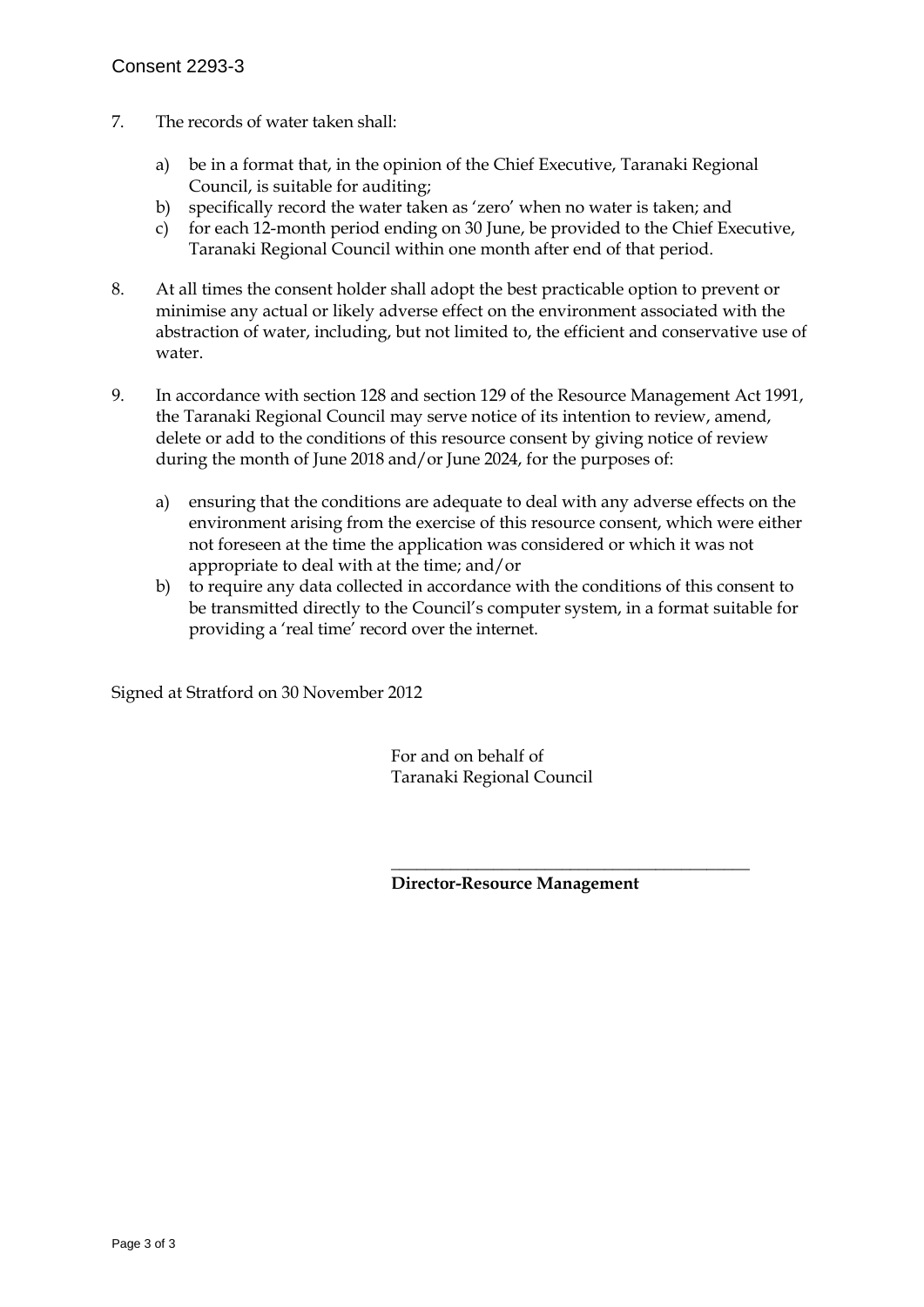7. The records of water taken shall:

    a) be in a format that, in the opinion of the Chief Executive, Taranaki Regional Council, is suitable for auditing;
    b) specifically record the water taken as 'zero' when no water is taken; and
    c) for each 12-month period ending on 30 June, be provided to the Chief Executive, Taranaki Regional Council within one month after end of that period.

8. At all times the consent holder shall adopt the best practicable option to prevent or minimise any actual or likely adverse effect on the environment associated with the abstraction of water, including, but not limited to, the efficient and conservative use of water.

9. In accordance with section 128 and section 129 of the Resource Management Act 1991, the Taranaki Regional Council may serve notice of its intention to review, amend, delete or add to the conditions of this resource consent by giving notice of review during the month of June 2018 and/or June 2024, for the purposes of:

    a) ensuring that the conditions are adequate to deal with any adverse effects on the environment arising from the exercise of this resource consent, which were either not foreseen at the time the application was considered or which it was not appropriate to deal with at the time; and/or
    b) to require any data collected in accordance with the conditions of this consent to be transmitted directly to the Council's computer system, in a format suitable for providing a 'real time' record over the internet.

Signed at Stratford on 30 November 2012

For and on behalf of
Taranaki Regional Council

\_\_\_\_\_\_\_\_\_\_\_\_\_\_\_\_\_\_\_\_\_\_\_\_\_\_\_\_\_\_\_\_\_\_\_\_\_\_\_\_\_\_\_\_

**Director-Resource Management**